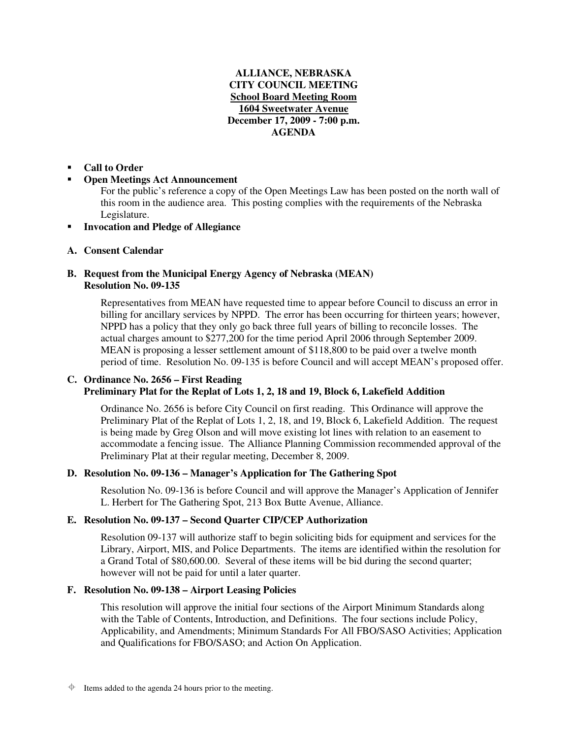**ALLIANCE, NEBRASKA**
**CITY COUNCIL MEETING**
**School Board Meeting Room**
**1604 Sweetwater Avenue**
**December 17, 2009 - 7:00 p.m.**
**AGENDA**

- **Call to Order**
- **Open Meetings Act Announcement**
  For the public's reference a copy of the Open Meetings Law has been posted on the north wall of this room in the audience area. This posting complies with the requirements of the Nebraska Legislature.
- **Invocation and Pledge of Allegiance**

**A. Consent Calendar**

**B. Request from the Municipal Energy Agency of Nebraska (MEAN)**
**Resolution No. 09-135**

Representatives from MEAN have requested time to appear before Council to discuss an error in billing for ancillary services by NPPD. The error has been occurring for thirteen years; however, NPPD has a policy that they only go back three full years of billing to reconcile losses. The actual charges amount to $277,200 for the time period April 2006 through September 2009. MEAN is proposing a lesser settlement amount of $118,800 to be paid over a twelve month period of time. Resolution No. 09-135 is before Council and will accept MEAN's proposed offer.

**C. Ordinance No. 2656 – First Reading**
**Preliminary Plat for the Replat of Lots 1, 2, 18 and 19, Block 6, Lakefield Addition**

Ordinance No. 2656 is before City Council on first reading. This Ordinance will approve the Preliminary Plat of the Replat of Lots 1, 2, 18, and 19, Block 6, Lakefield Addition. The request is being made by Greg Olson and will move existing lot lines with relation to an easement to accommodate a fencing issue. The Alliance Planning Commission recommended approval of the Preliminary Plat at their regular meeting, December 8, 2009.

**D. Resolution No. 09-136 – Manager's Application for The Gathering Spot**

Resolution No. 09-136 is before Council and will approve the Manager's Application of Jennifer L. Herbert for The Gathering Spot, 213 Box Butte Avenue, Alliance.

**E. Resolution No. 09-137 – Second Quarter CIP/CEP Authorization**

Resolution 09-137 will authorize staff to begin soliciting bids for equipment and services for the Library, Airport, MIS, and Police Departments. The items are identified within the resolution for a Grand Total of $80,600.00. Several of these items will be bid during the second quarter; however will not be paid for until a later quarter.

**F. Resolution No. 09-138 – Airport Leasing Policies**

This resolution will approve the initial four sections of the Airport Minimum Standards along with the Table of Contents, Introduction, and Definitions. The four sections include Policy, Applicability, and Amendments; Minimum Standards For All FBO/SASO Activities; Application and Qualifications for FBO/SASO; and Action On Application.

⌖ Items added to the agenda 24 hours prior to the meeting.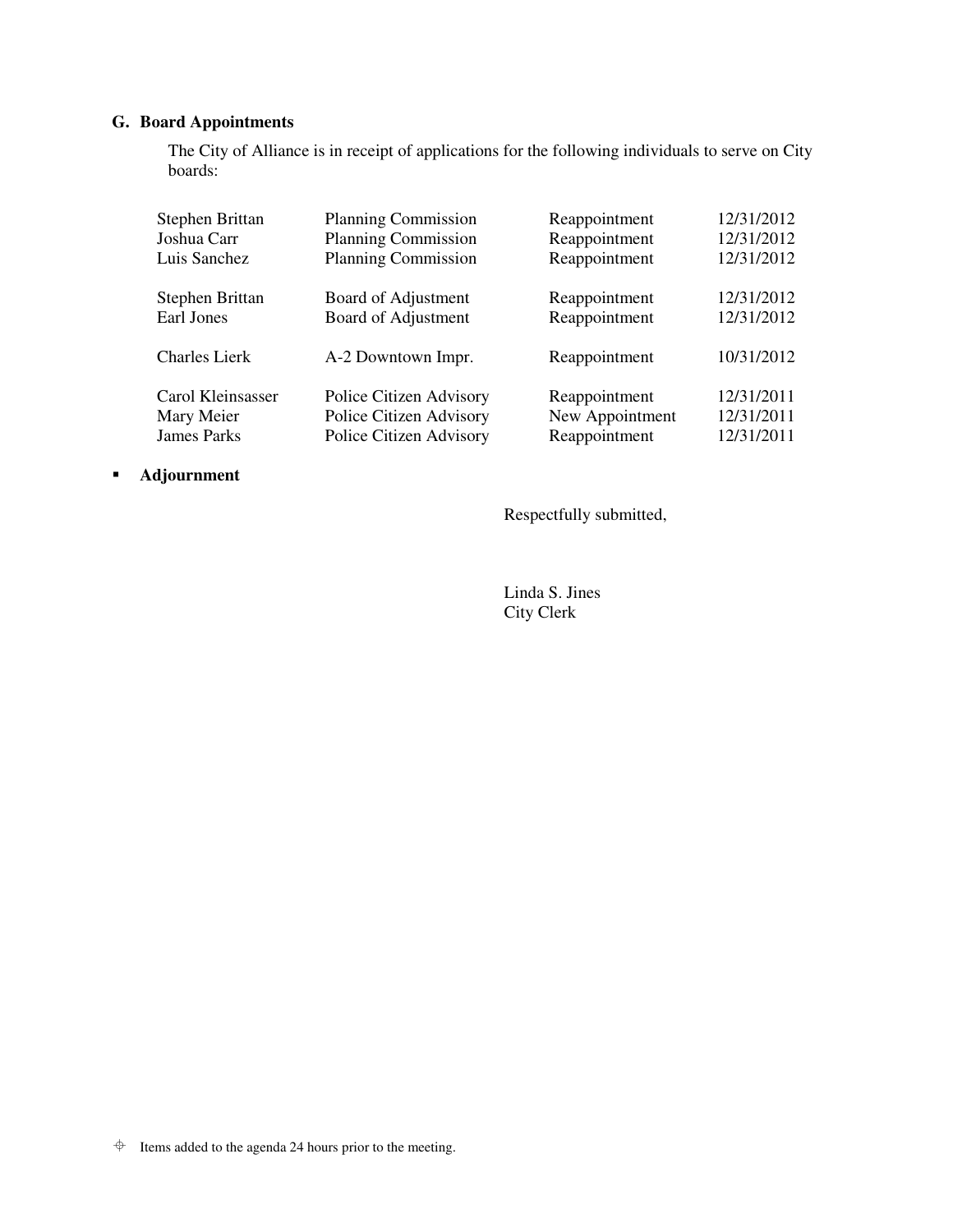## G. Board Appointments

The City of Alliance is in receipt of applications for the following individuals to serve on City boards:

| | | | |
|---|---|---|---|
| Stephen Brittan | Planning Commission | Reappointment | 12/31/2012 |
| Joshua Carr | Planning Commission | Reappointment | 12/31/2012 |
| Luis Sanchez | Planning Commission | Reappointment | 12/31/2012 |
| Stephen Brittan | Board of Adjustment | Reappointment | 12/31/2012 |
| Earl Jones | Board of Adjustment | Reappointment | 12/31/2012 |
| Charles Lierk | A-2 Downtown Impr. | Reappointment | 10/31/2012 |
| Carol Kleinsasser | Police Citizen Advisory | Reappointment | 12/31/2011 |
| Mary Meier | Police Citizen Advisory | New Appointment | 12/31/2011 |
| James Parks | Police Citizen Advisory | Reappointment | 12/31/2011 |

- **Adjournment**

Respectfully submitted,

Linda S. Jines
City Clerk

⌖ Items added to the agenda 24 hours prior to the meeting.